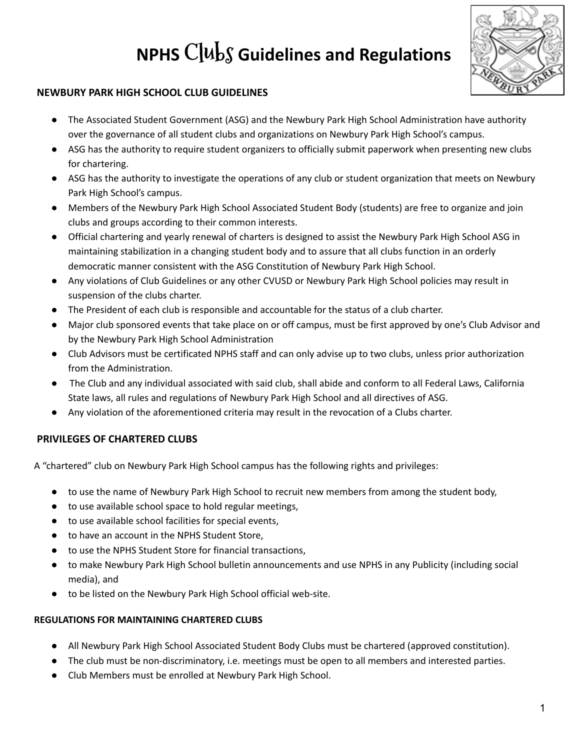# NPHS Clubs Guidelines and Regulations

## NEWBURY PARK HIGH SCHOOL CLUB GUIDELINES

- The Associated Student Government (ASG) and the Newbury Park High School Administration have authority over the governance of all student clubs and organizations on Newbury Park High School's campus.
- ASG has the authority to require student organizers to officially submit paperwork when presenting new clubs for chartering.
- ASG has the authority to investigate the operations of any club or student organization that meets on Newbury Park High School's campus.
- Members of the Newbury Park High School Associated Student Body (students) are free to organize and join clubs and groups according to their common interests.
- Official chartering and yearly renewal of charters is designed to assist the Newbury Park High School ASG in maintaining stabilization in a changing student body and to assure that all clubs function in an orderly democratic manner consistent with the ASG Constitution of Newbury Park High School.
- Any violations of Club Guidelines or any other CVUSD or Newbury Park High School policies may result in suspension of the clubs charter.
- The President of each club is responsible and accountable for the status of a club charter.
- Major club sponsored events that take place on or off campus, must be first approved by one's Club Advisor and by the Newbury Park High School Administration
- Club Advisors must be certificated NPHS staff and can only advise up to two clubs, unless prior authorization from the Administration.
- The Club and any individual associated with said club, shall abide and conform to all Federal Laws, California State laws, all rules and regulations of Newbury Park High School and all directives of ASG.
- Any violation of the aforementioned criteria may result in the revocation of a Clubs charter.

## PRIVILEGES OF CHARTERED CLUBS

A "chartered" club on Newbury Park High School campus has the following rights and privileges:

- to use the name of Newbury Park High School to recruit new members from among the student body,
- to use available school space to hold regular meetings,
- to use available school facilities for special events,
- to have an account in the NPHS Student Store,
- to use the NPHS Student Store for financial transactions,
- to make Newbury Park High School bulletin announcements and use NPHS in any Publicity (including social media), and
- to be listed on the Newbury Park High School official web-site.

### REGULATIONS FOR MAINTAINING CHARTERED CLUBS

- All Newbury Park High School Associated Student Body Clubs must be chartered (approved constitution).
- The club must be non-discriminatory, i.e. meetings must be open to all members and interested parties.
- Club Members must be enrolled at Newbury Park High School.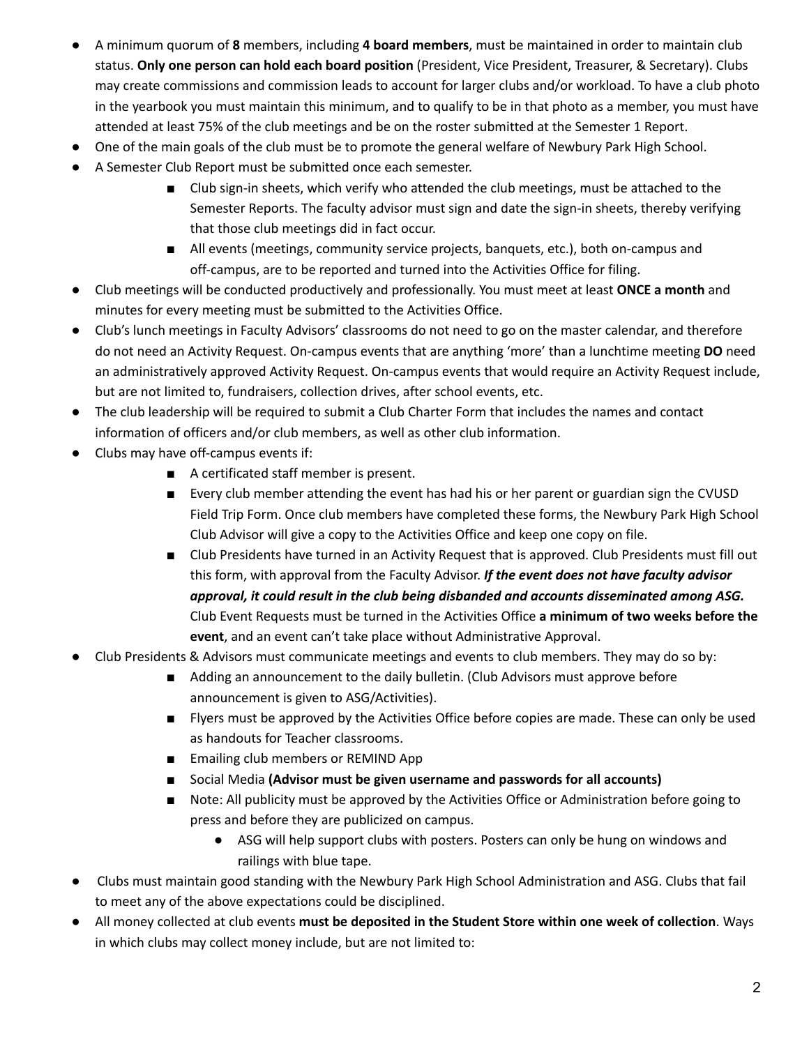- A minimum quorum of **8** members, including **4 board members**, must be maintained in order to maintain club status. **Only one person can hold each board position** (President, Vice President, Treasurer, & Secretary). Clubs may create commissions and commission leads to account for larger clubs and/or workload. To have a club photo in the yearbook you must maintain this minimum, and to qualify to be in that photo as a member, you must have attended at least 75% of the club meetings and be on the roster submitted at the Semester 1 Report.
- One of the main goals of the club must be to promote the general welfare of Newbury Park High School.
- A Semester Club Report must be submitted once each semester.
    - Club sign-in sheets, which verify who attended the club meetings, must be attached to the Semester Reports. The faculty advisor must sign and date the sign-in sheets, thereby verifying that those club meetings did in fact occur.
    - All events (meetings, community service projects, banquets, etc.), both on-campus and off-campus, are to be reported and turned into the Activities Office for filing.
- Club meetings will be conducted productively and professionally. You must meet at least **ONCE a month** and minutes for every meeting must be submitted to the Activities Office.
- Club's lunch meetings in Faculty Advisors' classrooms do not need to go on the master calendar, and therefore do not need an Activity Request. On-campus events that are anything 'more' than a lunchtime meeting **DO** need an administratively approved Activity Request. On-campus events that would require an Activity Request include, but are not limited to, fundraisers, collection drives, after school events, etc.
- The club leadership will be required to submit a Club Charter Form that includes the names and contact information of officers and/or club members, as well as other club information.
- Clubs may have off-campus events if:
    - A certificated staff member is present.
    - Every club member attending the event has had his or her parent or guardian sign the CVUSD Field Trip Form. Once club members have completed these forms, the Newbury Park High School Club Advisor will give a copy to the Activities Office and keep one copy on file.
    - Club Presidents have turned in an Activity Request that is approved. Club Presidents must fill out this form, with approval from the Faculty Advisor. ***If the event does not have faculty advisor approval, it could result in the club being disbanded and accounts disseminated among ASG.*** Club Event Requests must be turned in the Activities Office **a minimum of two weeks before the event**, and an event can't take place without Administrative Approval.
- Club Presidents & Advisors must communicate meetings and events to club members. They may do so by:
    - Adding an announcement to the daily bulletin. (Club Advisors must approve before announcement is given to ASG/Activities).
    - Flyers must be approved by the Activities Office before copies are made. These can only be used as handouts for Teacher classrooms.
    - Emailing club members or REMIND App
    - Social Media **(Advisor must be given username and passwords for all accounts)**
    - Note: All publicity must be approved by the Activities Office or Administration before going to press and before they are publicized on campus.
        - ASG will help support clubs with posters. Posters can only be hung on windows and railings with blue tape.
- Clubs must maintain good standing with the Newbury Park High School Administration and ASG. Clubs that fail to meet any of the above expectations could be disciplined.
- All money collected at club events **must be deposited in the Student Store within one week of collection**. Ways in which clubs may collect money include, but are not limited to: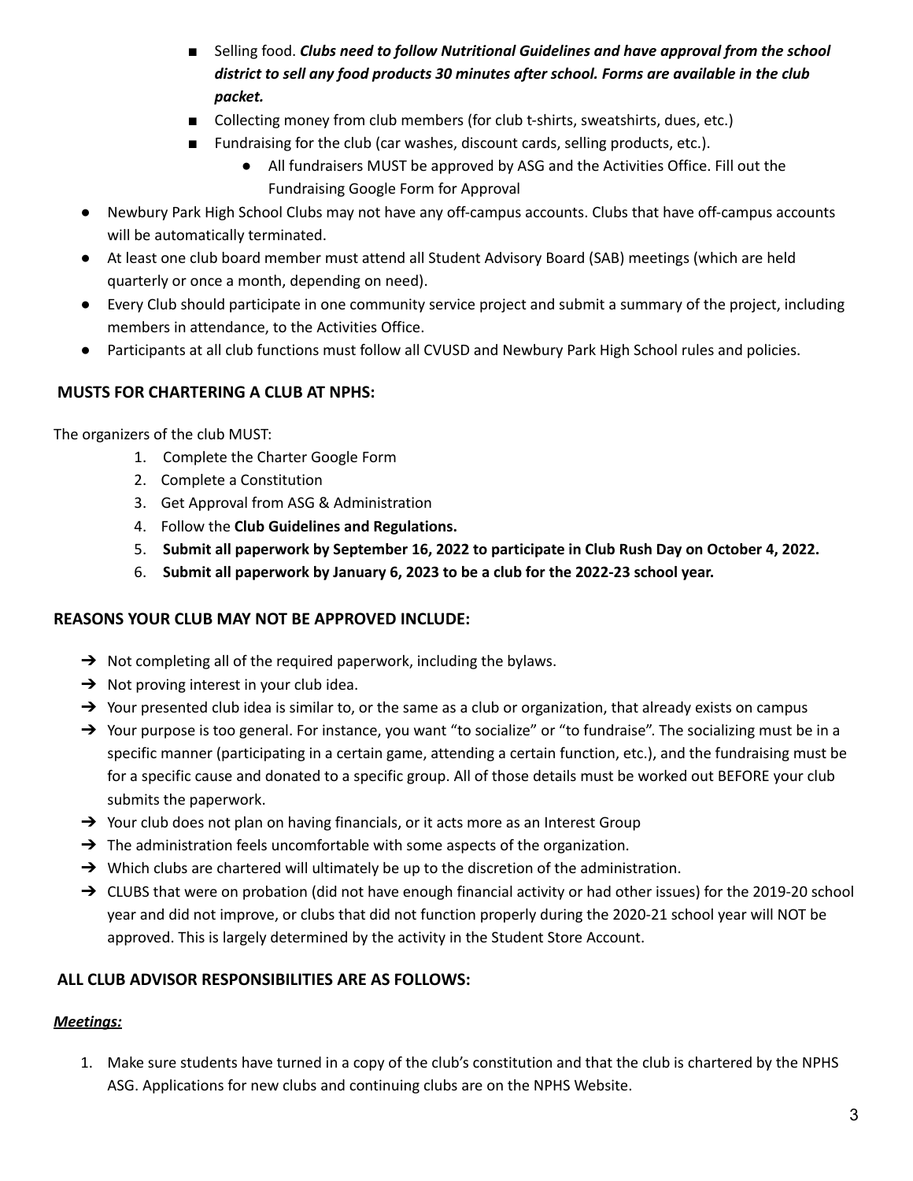- Selling food. ***Clubs need to follow Nutritional Guidelines and have approval from the school district to sell any food products 30 minutes after school. Forms are available in the club packet.***
        - Collecting money from club members (for club t-shirts, sweatshirts, dues, etc.)
        - Fundraising for the club (car washes, discount cards, selling products, etc.).
            - All fundraisers MUST be approved by ASG and the Activities Office. Fill out the Fundraising Google Form for Approval
- Newbury Park High School Clubs may not have any off-campus accounts. Clubs that have off-campus accounts will be automatically terminated.
- At least one club board member must attend all Student Advisory Board (SAB) meetings (which are held quarterly or once a month, depending on need).
- Every Club should participate in one community service project and submit a summary of the project, including members in attendance, to the Activities Office.
- Participants at all club functions must follow all CVUSD and Newbury Park High School rules and policies.

## MUSTS FOR CHARTERING A CLUB AT NPHS:

The organizers of the club MUST:

1. Complete the Charter Google Form
2. Complete a Constitution
3. Get Approval from ASG & Administration
4. Follow the **Club Guidelines and Regulations.**
5. **Submit all paperwork by September 16, 2022 to participate in Club Rush Day on October 4, 2022.**
6. **Submit all paperwork by January 6, 2023 to be a club for the 2022-23 school year.**

## REASONS YOUR CLUB MAY NOT BE APPROVED INCLUDE:

- Not completing all of the required paperwork, including the bylaws.
- Not proving interest in your club idea.
- Your presented club idea is similar to, or the same as a club or organization, that already exists on campus
- Your purpose is too general. For instance, you want "to socialize" or "to fundraise". The socializing must be in a specific manner (participating in a certain game, attending a certain function, etc.), and the fundraising must be for a specific cause and donated to a specific group. All of those details must be worked out BEFORE your club submits the paperwork.
- Your club does not plan on having financials, or it acts more as an Interest Group
- The administration feels uncomfortable with some aspects of the organization.
- Which clubs are chartered will ultimately be up to the discretion of the administration.
- CLUBS that were on probation (did not have enough financial activity or had other issues) for the 2019-20 school year and did not improve, or clubs that did not function properly during the 2020-21 school year will NOT be approved. This is largely determined by the activity in the Student Store Account.

## ALL CLUB ADVISOR RESPONSIBILITIES ARE AS FOLLOWS:

***Meetings:***

1. Make sure students have turned in a copy of the club's constitution and that the club is chartered by the NPHS ASG. Applications for new clubs and continuing clubs are on the NPHS Website.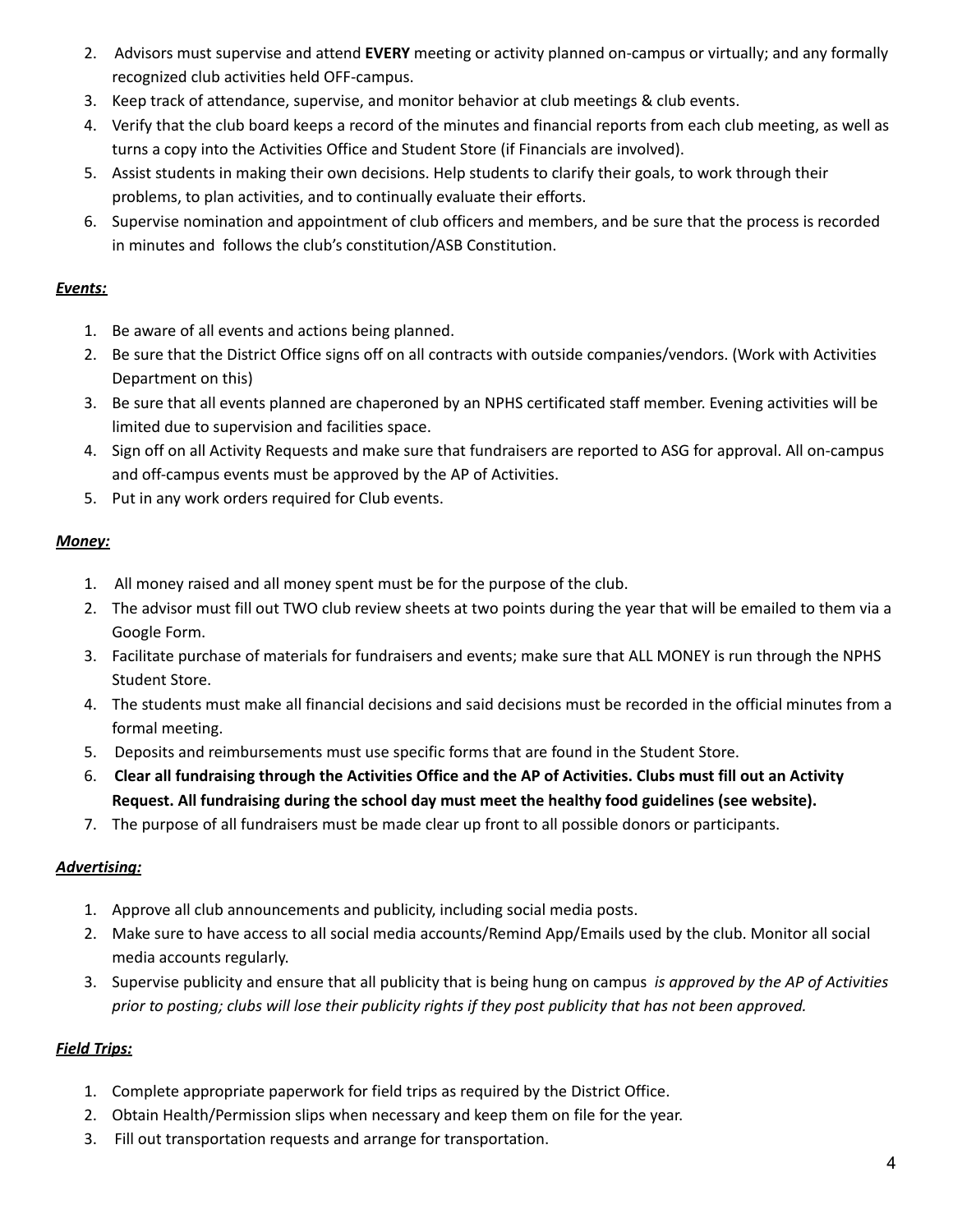2. Advisors must supervise and attend **EVERY** meeting or activity planned on-campus or virtually; and any formally recognized club activities held OFF-campus.
3. Keep track of attendance, supervise, and monitor behavior at club meetings & club events.
4. Verify that the club board keeps a record of the minutes and financial reports from each club meeting, as well as turns a copy into the Activities Office and Student Store (if Financials are involved).
5. Assist students in making their own decisions. Help students to clarify their goals, to work through their problems, to plan activities, and to continually evaluate their efforts.
6. Supervise nomination and appointment of club officers and members, and be sure that the process is recorded in minutes and follows the club's constitution/ASB Constitution.

***Events:***

1. Be aware of all events and actions being planned.
2. Be sure that the District Office signs off on all contracts with outside companies/vendors. (Work with Activities Department on this)
3. Be sure that all events planned are chaperoned by an NPHS certificated staff member. Evening activities will be limited due to supervision and facilities space.
4. Sign off on all Activity Requests and make sure that fundraisers are reported to ASG for approval. All on-campus and off-campus events must be approved by the AP of Activities.
5. Put in any work orders required for Club events.

***Money:***

1. All money raised and all money spent must be for the purpose of the club.
2. The advisor must fill out TWO club review sheets at two points during the year that will be emailed to them via a Google Form.
3. Facilitate purchase of materials for fundraisers and events; make sure that ALL MONEY is run through the NPHS Student Store.
4. The students must make all financial decisions and said decisions must be recorded in the official minutes from a formal meeting.
5. Deposits and reimbursements must use specific forms that are found in the Student Store.
6. **Clear all fundraising through the Activities Office and the AP of Activities. Clubs must fill out an Activity Request. All fundraising during the school day must meet the healthy food guidelines (see website).**
7. The purpose of all fundraisers must be made clear up front to all possible donors or participants.

***Advertising:***

1. Approve all club announcements and publicity, including social media posts.
2. Make sure to have access to all social media accounts/Remind App/Emails used by the club. Monitor all social media accounts regularly.
3. Supervise publicity and ensure that all publicity that is being hung on campus *is approved by the AP of Activities prior to posting; clubs will lose their publicity rights if they post publicity that has not been approved.*

***Field Trips:***

1. Complete appropriate paperwork for field trips as required by the District Office.
2. Obtain Health/Permission slips when necessary and keep them on file for the year.
3. Fill out transportation requests and arrange for transportation.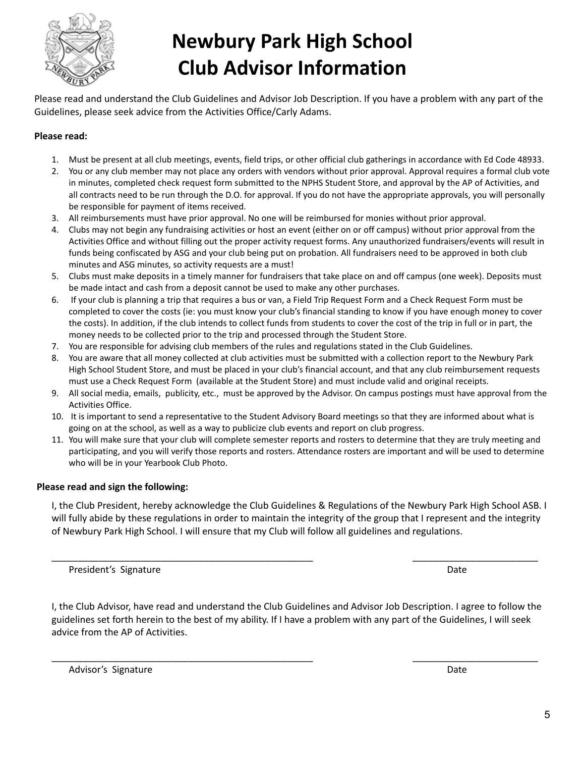# Newbury Park High School
# Club Advisor Information

Please read and understand the Club Guidelines and Advisor Job Description. If you have a problem with any part of the Guidelines, please seek advice from the Activities Office/Carly Adams.

**Please read:**

1. Must be present at all club meetings, events, field trips, or other official club gatherings in accordance with Ed Code 48933.
2. You or any club member may not place any orders with vendors without prior approval. Approval requires a formal club vote in minutes, completed check request form submitted to the NPHS Student Store, and approval by the AP of Activities, and all contracts need to be run through the D.O. for approval. If you do not have the appropriate approvals, you will personally be responsible for payment of items received.
3. All reimbursements must have prior approval. No one will be reimbursed for monies without prior approval.
4. Clubs may not begin any fundraising activities or host an event (either on or off campus) without prior approval from the Activities Office and without filling out the proper activity request forms. Any unauthorized fundraisers/events will result in funds being confiscated by ASG and your club being put on probation. All fundraisers need to be approved in both club minutes and ASG minutes, so activity requests are a must!
5. Clubs must make deposits in a timely manner for fundraisers that take place on and off campus (one week). Deposits must be made intact and cash from a deposit cannot be used to make any other purchases.
6. If your club is planning a trip that requires a bus or van, a Field Trip Request Form and a Check Request Form must be completed to cover the costs (ie: you must know your club's financial standing to know if you have enough money to cover the costs). In addition, if the club intends to collect funds from students to cover the cost of the trip in full or in part, the money needs to be collected prior to the trip and processed through the Student Store.
7. You are responsible for advising club members of the rules and regulations stated in the Club Guidelines.
8. You are aware that all money collected at club activities must be submitted with a collection report to the Newbury Park High School Student Store, and must be placed in your club's financial account, and that any club reimbursement requests must use a Check Request Form (available at the Student Store) and must include valid and original receipts.
9. All social media, emails, publicity, etc., must be approved by the Advisor. On campus postings must have approval from the Activities Office.
10. It is important to send a representative to the Student Advisory Board meetings so that they are informed about what is going on at the school, as well as a way to publicize club events and report on club progress.
11. You will make sure that your club will complete semester reports and rosters to determine that they are truly meeting and participating, and you will verify those reports and rosters. Attendance rosters are important and will be used to determine who will be in your Yearbook Club Photo.

**Please read and sign the following:**

I, the Club President, hereby acknowledge the Club Guidelines & Regulations of the Newbury Park High School ASB. I will fully abide by these regulations in order to maintain the integrity of the group that I represent and the integrity of Newbury Park High School. I will ensure that my Club will follow all guidelines and regulations.

\_\_\_\_\_\_\_\_\_\_\_\_\_\_\_\_\_\_\_\_\_\_\_\_\_\_\_\_\_\_\_\_\_\_\_\_\_\_\_\_\_\_\_\_\_\_ \_\_\_\_\_\_\_\_\_\_\_\_\_\_\_\_\_\_\_\_\_\_\_

President's Signature Date

I, the Club Advisor, have read and understand the Club Guidelines and Advisor Job Description. I agree to follow the guidelines set forth herein to the best of my ability. If I have a problem with any part of the Guidelines, I will seek advice from the AP of Activities.

\_\_\_\_\_\_\_\_\_\_\_\_\_\_\_\_\_\_\_\_\_\_\_\_\_\_\_\_\_\_\_\_\_\_\_\_\_\_\_\_\_\_\_\_\_\_ \_\_\_\_\_\_\_\_\_\_\_\_\_\_\_\_\_\_\_\_\_\_\_

Advisor's Signature Date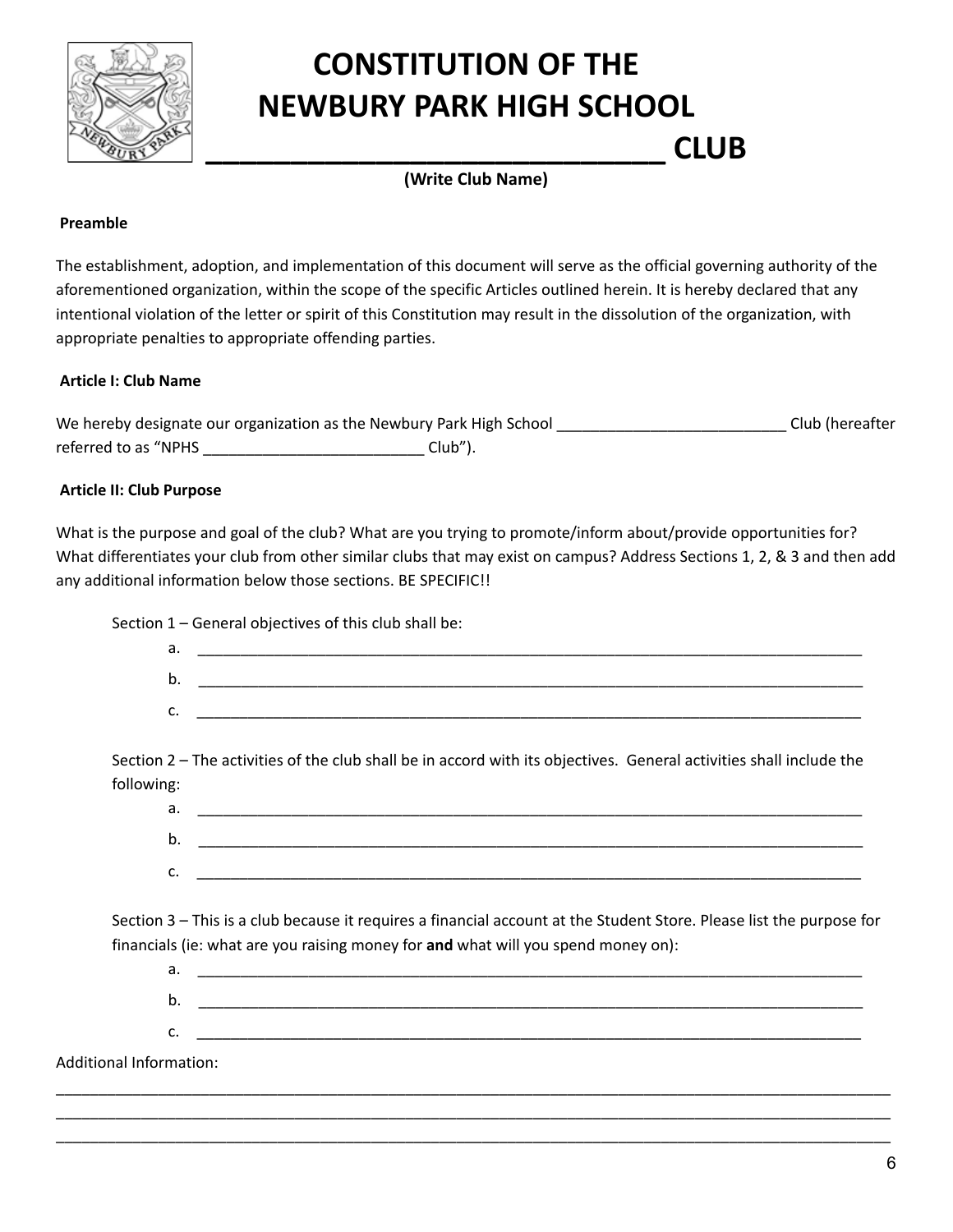# CONSTITUTION OF THE NEWBURY PARK HIGH SCHOOL ____________________________ CLUB

**(Write Club Name)**

**Preamble**

The establishment, adoption, and implementation of this document will serve as the official governing authority of the aforementioned organization, within the scope of the specific Articles outlined herein. It is hereby declared that any intentional violation of the letter or spirit of this Constitution may result in the dissolution of the organization, with appropriate penalties to appropriate offending parties.

**Article I: Club Name**

We hereby designate our organization as the Newbury Park High School ___________________________ Club (hereafter referred to as "NPHS __________________________ Club").

**Article II: Club Purpose**

What is the purpose and goal of the club? What are you trying to promote/inform about/provide opportunities for? What differentiates your club from other similar clubs that may exist on campus? Address Sections 1, 2, & 3 and then add any additional information below those sections. BE SPECIFIC!!

Section 1 – General objectives of this club shall be:

a. ______________________________________________________________________________

b. ______________________________________________________________________________

c. ______________________________________________________________________________

Section 2 – The activities of the club shall be in accord with its objectives. General activities shall include the following:

a. ______________________________________________________________________________

b. ______________________________________________________________________________

c. ______________________________________________________________________________

Section 3 – This is a club because it requires a financial account at the Student Store. Please list the purpose for financials (ie: what are you raising money for **and** what will you spend money on):

a. ______________________________________________________________________________

b. ______________________________________________________________________________

c. ______________________________________________________________________________

Additional Information:

______________________________________________________________________________________

______________________________________________________________________________________

______________________________________________________________________________________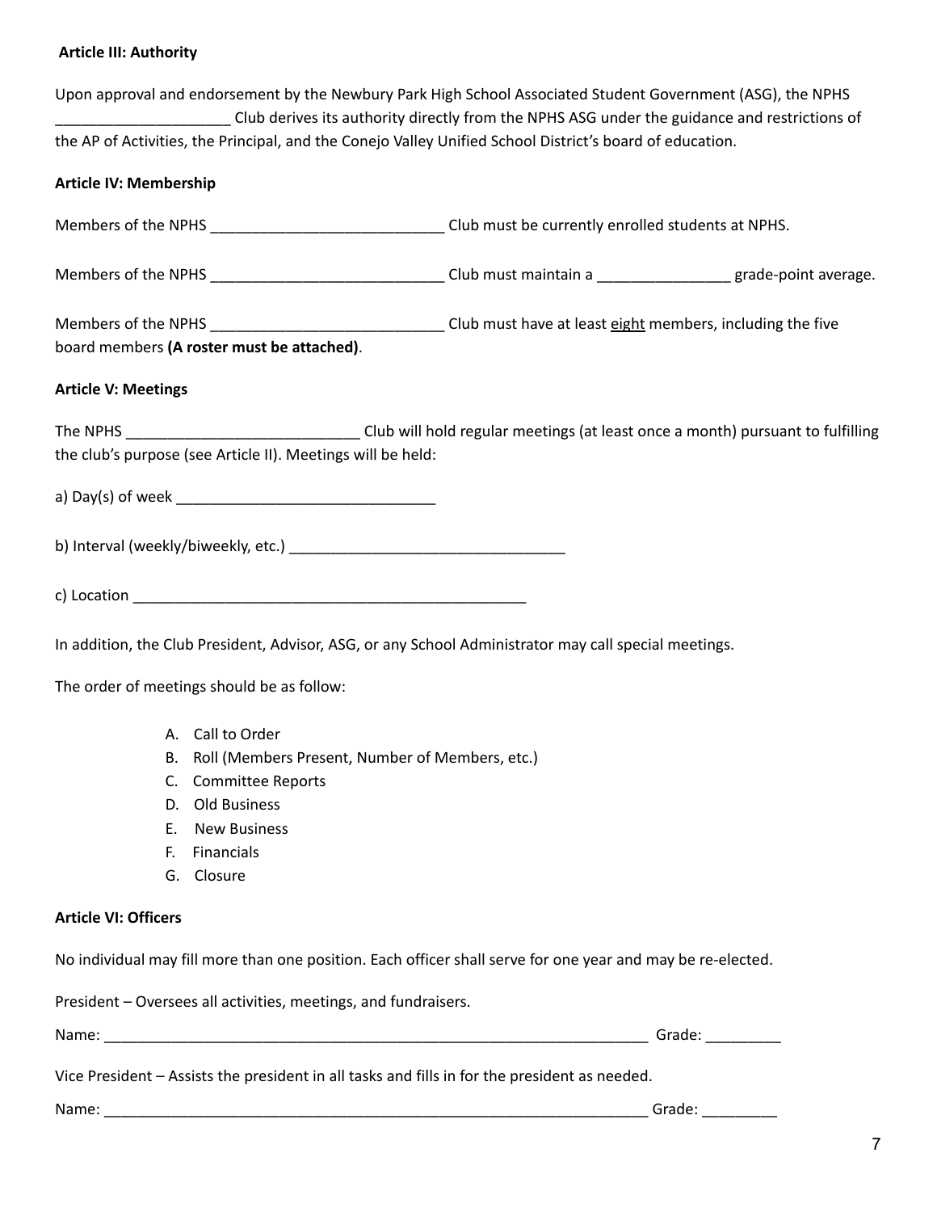**Article III: Authority**

Upon approval and endorsement by the Newbury Park High School Associated Student Government (ASG), the NPHS ____________________ Club derives its authority directly from the NPHS ASG under the guidance and restrictions of the AP of Activities, the Principal, and the Conejo Valley Unified School District's board of education.

**Article IV: Membership**

Members of the NPHS ___________________________ Club must be currently enrolled students at NPHS.

Members of the NPHS ___________________________ Club must maintain a _______________ grade-point average.

Members of the NPHS ___________________________ Club must have at least <u>eight</u> members, including the five board members **(A roster must be attached)**.

**Article V: Meetings**

The NPHS ___________________________ Club will hold regular meetings (at least once a month) pursuant to fulfilling the club's purpose (see Article II). Meetings will be held:

a) Day(s) of week ______________________________

b) Interval (weekly/biweekly, etc.) ________________________________

c) Location ______________________________________________

In addition, the Club President, Advisor, ASG, or any School Administrator may call special meetings.

The order of meetings should be as follow:

A. Call to Order
B. Roll (Members Present, Number of Members, etc.)
C. Committee Reports
D. Old Business
E. New Business
F. Financials
G. Closure

**Article VI: Officers**

No individual may fill more than one position. Each officer shall serve for one year and may be re-elected.

President – Oversees all activities, meetings, and fundraisers.

Name: ________________________________________________________________ Grade: _________

Vice President – Assists the president in all tasks and fills in for the president as needed.

Name: ________________________________________________________________ Grade: _________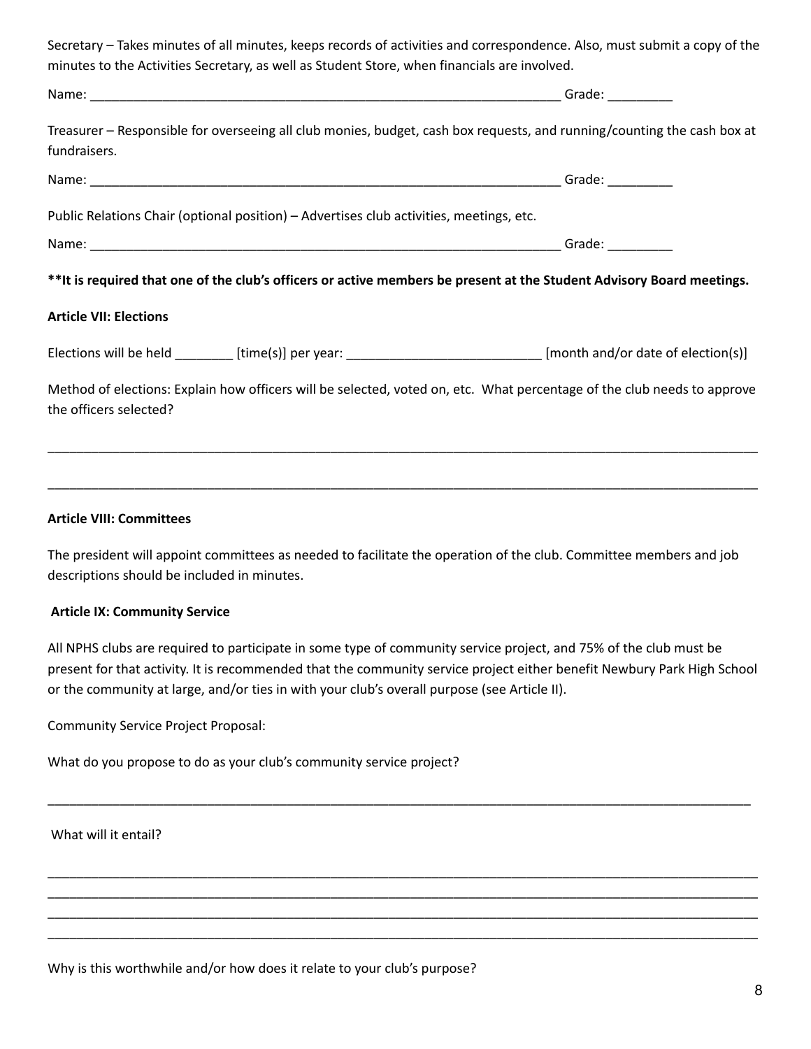Secretary – Takes minutes of all minutes, keeps records of activities and correspondence. Also, must submit a copy of the minutes to the Activities Secretary, as well as Student Store, when financials are involved.

Name: ____________________________________________________________________ Grade: _________

Treasurer – Responsible for overseeing all club monies, budget, cash box requests, and running/counting the cash box at fundraisers.

Name: ____________________________________________________________________ Grade: _________

Public Relations Chair (optional position) – Advertises club activities, meetings, etc.

Name: ____________________________________________________________________ Grade: _________

**\*\*It is required that one of the club's officers or active members be present at the Student Advisory Board meetings.**

**Article VII: Elections**

Elections will be held ________ [time(s)] per year: ___________________________ [month and/or date of election(s)]

Method of elections: Explain how officers will be selected, voted on, etc. What percentage of the club needs to approve the officers selected?

____________________________________________________________________________________________________________

____________________________________________________________________________________________________________

**Article VIII: Committees**

The president will appoint committees as needed to facilitate the operation of the club. Committee members and job descriptions should be included in minutes.

**Article IX: Community Service**

All NPHS clubs are required to participate in some type of community service project, and 75% of the club must be present for that activity. It is recommended that the community service project either benefit Newbury Park High School or the community at large, and/or ties in with your club's overall purpose (see Article II).

Community Service Project Proposal:

What do you propose to do as your club's community service project?

____________________________________________________________________________________________________________

What will it entail?

____________________________________________________________________________________________________________
____________________________________________________________________________________________________________
____________________________________________________________________________________________________________
____________________________________________________________________________________________________________

Why is this worthwhile and/or how does it relate to your club's purpose?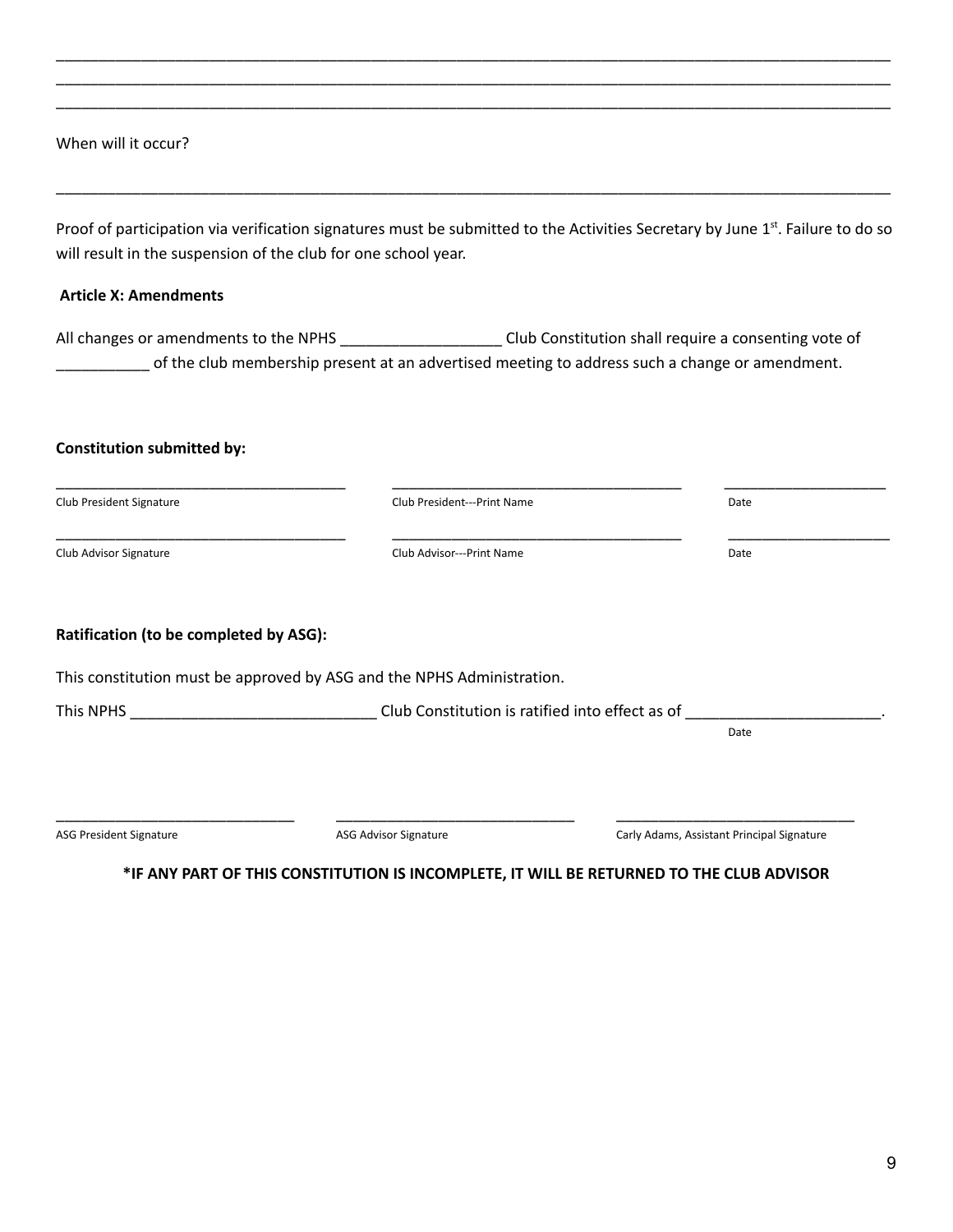\_\_\_\_\_\_\_\_\_\_\_\_\_\_\_\_\_\_\_\_\_\_\_\_\_\_\_\_\_\_\_\_\_\_\_\_\_\_\_\_\_\_\_\_\_\_\_\_\_\_\_\_\_\_\_\_\_\_\_\_\_\_\_\_\_\_\_\_\_\_\_\_\_\_\_\_\_\_\_\_\_\_\_\_\_\_\_\_\_\_

\_\_\_\_\_\_\_\_\_\_\_\_\_\_\_\_\_\_\_\_\_\_\_\_\_\_\_\_\_\_\_\_\_\_\_\_\_\_\_\_\_\_\_\_\_\_\_\_\_\_\_\_\_\_\_\_\_\_\_\_\_\_\_\_\_\_\_\_\_\_\_\_\_\_\_\_\_\_\_\_\_\_\_\_\_\_\_\_\_\_

\_\_\_\_\_\_\_\_\_\_\_\_\_\_\_\_\_\_\_\_\_\_\_\_\_\_\_\_\_\_\_\_\_\_\_\_\_\_\_\_\_\_\_\_\_\_\_\_\_\_\_\_\_\_\_\_\_\_\_\_\_\_\_\_\_\_\_\_\_\_\_\_\_\_\_\_\_\_\_\_\_\_\_\_\_\_\_\_\_\_

When will it occur?

\_\_\_\_\_\_\_\_\_\_\_\_\_\_\_\_\_\_\_\_\_\_\_\_\_\_\_\_\_\_\_\_\_\_\_\_\_\_\_\_\_\_\_\_\_\_\_\_\_\_\_\_\_\_\_\_\_\_\_\_\_\_\_\_\_\_\_\_\_\_\_\_\_\_\_\_\_\_\_\_\_\_\_\_\_\_\_\_\_\_

Proof of participation via verification signatures must be submitted to the Activities Secretary by June 1st. Failure to do so will result in the suspension of the club for one school year.

**Article X: Amendments**

All changes or amendments to the NPHS \_\_\_\_\_\_\_\_\_\_\_\_\_\_\_\_\_\_\_ Club Constitution shall require a consenting vote of \_\_\_\_\_\_\_\_\_\_\_ of the club membership present at an advertised meeting to address such a change or amendment.

**Constitution submitted by:**

| | | |
|---|---|---|
| \_\_\_\_\_\_\_\_\_\_\_\_\_\_\_\_\_\_\_\_\_\_\_\_ | \_\_\_\_\_\_\_\_\_\_\_\_\_\_\_\_\_\_\_\_\_\_\_\_ | \_\_\_\_\_\_\_\_\_\_\_\_\_\_ |
| Club President Signature | Club President---Print Name | Date |
| \_\_\_\_\_\_\_\_\_\_\_\_\_\_\_\_\_\_\_\_\_\_\_\_ | \_\_\_\_\_\_\_\_\_\_\_\_\_\_\_\_\_\_\_\_\_\_\_\_ | \_\_\_\_\_\_\_\_\_\_\_\_\_\_ |
| Club Advisor Signature | Club Advisor---Print Name | Date |

**Ratification (to be completed by ASG):**

This constitution must be approved by ASG and the NPHS Administration.

This NPHS \_\_\_\_\_\_\_\_\_\_\_\_\_\_\_\_\_\_\_\_\_\_\_\_\_\_\_\_\_ Club Constitution is ratified into effect as of \_\_\_\_\_\_\_\_\_\_\_\_\_\_\_\_\_\_\_\_\_\_\_.

Date

| | | |
|---|---|---|
| \_\_\_\_\_\_\_\_\_\_\_\_\_\_\_\_\_\_\_\_\_\_ | \_\_\_\_\_\_\_\_\_\_\_\_\_\_\_\_\_\_\_\_\_\_ | \_\_\_\_\_\_\_\_\_\_\_\_\_\_\_\_\_\_\_\_\_\_ |
| ASG President Signature | ASG Advisor Signature | Carly Adams, Assistant Principal Signature |

**\*IF ANY PART OF THIS CONSTITUTION IS INCOMPLETE, IT WILL BE RETURNED TO THE CLUB ADVISOR**